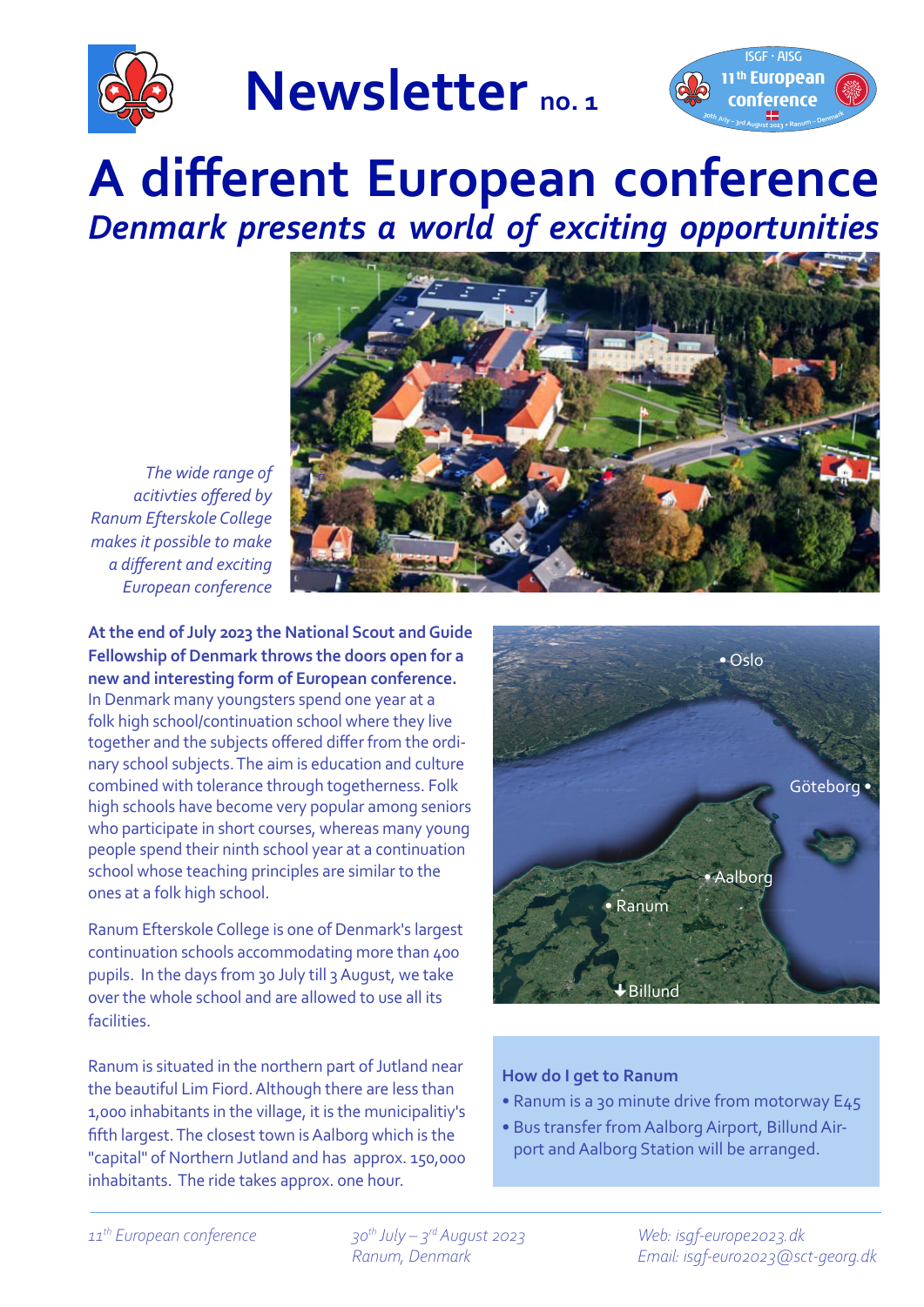# Newsletter no. 1

ISGF · AISG
11th European conference

# A different European conference

## *Denmark presents a world of exciting opportunities*

*The wide range of acitivties offered by Ranum Efterskole College makes it possible to make a different and exciting European conference*

**At the end of July 2023 the National Scout and Guide Fellowship of Denmark throws the doors open for a new and interesting form of European conference.** In Denmark many youngsters spend one year at a folk high school/continuation school where they live together and the subjects offered differ from the ordinary school subjects. The aim is education and culture combined with tolerance through togetherness. Folk high schools have become very popular among seniors who participate in short courses, whereas many young people spend their ninth school year at a continuation school whose teaching principles are similar to the ones at a folk high school.

Ranum Efterskole College is one of Denmark's largest continuation schools accommodating more than 400 pupils. In the days from 30 July till 3 August, we take over the whole school and are allowed to use all its facilities.

Ranum is situated in the northern part of Jutland near the beautiful Lim Fiord. Although there are less than 1,000 inhabitants in the village, it is the municipalitiy's fifth largest. The closest town is Aalborg which is the "capital" of Northern Jutland and has approx. 150,000 inhabitants. The ride takes approx. one hour.

Oslo • Göteborg • Aalborg • Ranum • Billund

**How do I get to Ranum**

- Ranum is a 30 minute drive from motorway E45
- Bus transfer from Aalborg Airport, Billund Airport and Aalborg Station will be arranged.

*11th European conference* — *30th July – 3rd August 2023, Ranum, Denmark* — *Web: isgf-europe2023.dk* — *Email: isgf-euro2023@sct-georg.dk*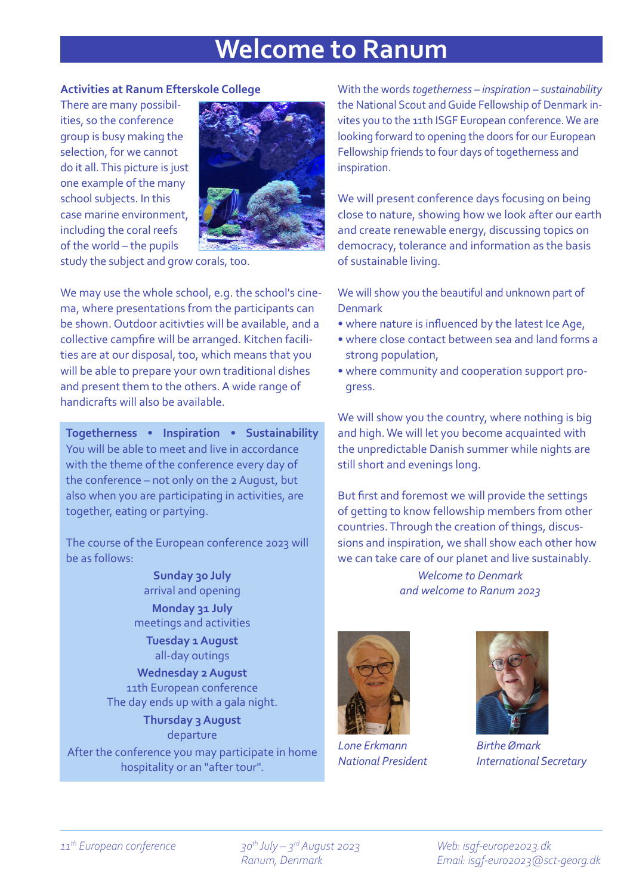# Welcome to Ranum

### Activities at Ranum Efterskole College

There are many possibilities, so the conference group is busy making the selection, for we cannot do it all. This picture is just one example of the many school subjects. In this case marine environment, including the coral reefs of the world – the pupils study the subject and grow corals, too.

We may use the whole school, e.g. the school's cinema, where presentations from the participants can be shown. Outdoor acitivties will be available, and a collective campfire will be arranged. Kitchen facilities are at our disposal, too, which means that you will be able to prepare your own traditional dishes and present them to the others. A wide range of handicrafts will also be available.

**Togetherness • Inspiration • Sustainability**

You will be able to meet and live in accordance with the theme of the conference every day of the conference – not only on the 2 August, but also when you are participating in activities, are together, eating or partying.

The course of the European conference 2023 will be as follows:

**Sunday 30 July**
arrival and opening

**Monday 31 July**
meetings and activities

**Tuesday 1 August**
all-day outings

**Wednesday 2 August**
11th European conference
The day ends up with a gala night.

**Thursday 3 August**
departure

After the conference you may participate in home hospitality or an "after tour".

With the words *togetherness – inspiration – sustainability* the National Scout and Guide Fellowship of Denmark invites you to the 11th ISGF European conference. We are looking forward to opening the doors for our European Fellowship friends to four days of togetherness and inspiration.

We will present conference days focusing on being close to nature, showing how we look after our earth and create renewable energy, discussing topics on democracy, tolerance and information as the basis of sustainable living.

We will show you the beautiful and unknown part of Denmark

- where nature is influenced by the latest Ice Age,
- where close contact between sea and land forms a strong population,
- where community and cooperation support progress.

We will show you the country, where nothing is big and high. We will let you become acquainted with the unpredictable Danish summer while nights are still short and evenings long.

But first and foremost we will provide the settings of getting to know fellowship members from other countries. Through the creation of things, discussions and inspiration, we shall show each other how we can take care of our planet and live sustainably.

*Welcome to Denmark*
*and welcome to Ranum 2023*

*Lone Erkmann*
*National President*

*Birthe Ømark*
*International Secretary*